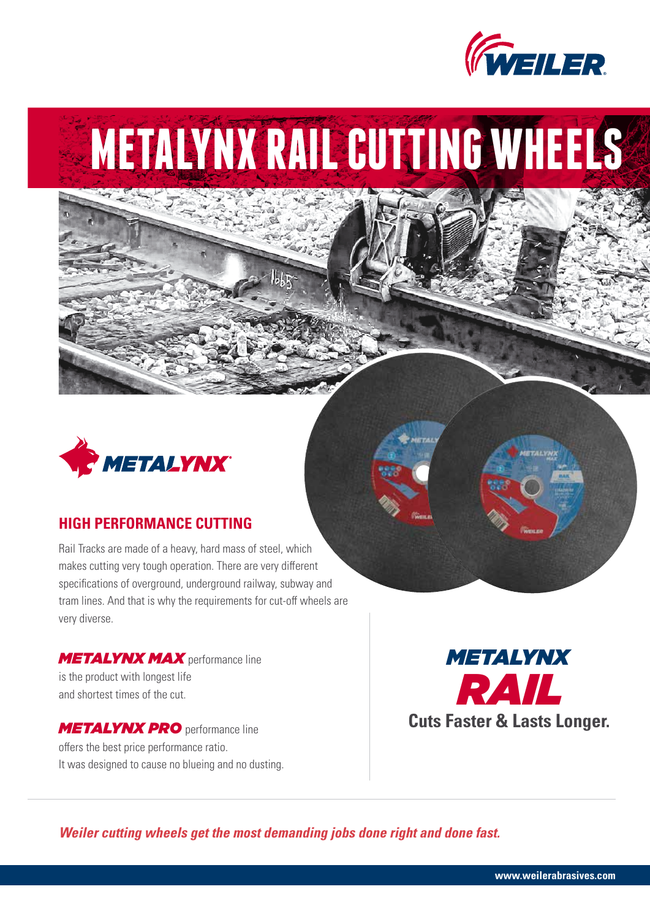WEILER

# METALYNX RAIL CUTTING WHEELS

METALYNX

## HIGH PERFORMANCE CUTTING

Rail Tracks are made of a heavy, hard mass of steel, which makes cutting very tough operation. There are very different specifications of overground, underground railway, subway and tram lines. And that is why the requirements for cut-off wheels are very diverse.

***METALYNX MAX*** performance line is the product with longest life and shortest times of the cut.

***METALYNX PRO*** performance line offers the best price performance ratio. It was designed to cause no blueing and no dusting.

***METALYNX***
***RAIL***
**Cuts Faster & Lasts Longer.**

***Weiler cutting wheels get the most demanding jobs done right and done fast.***

**www.weilerabrasives.com**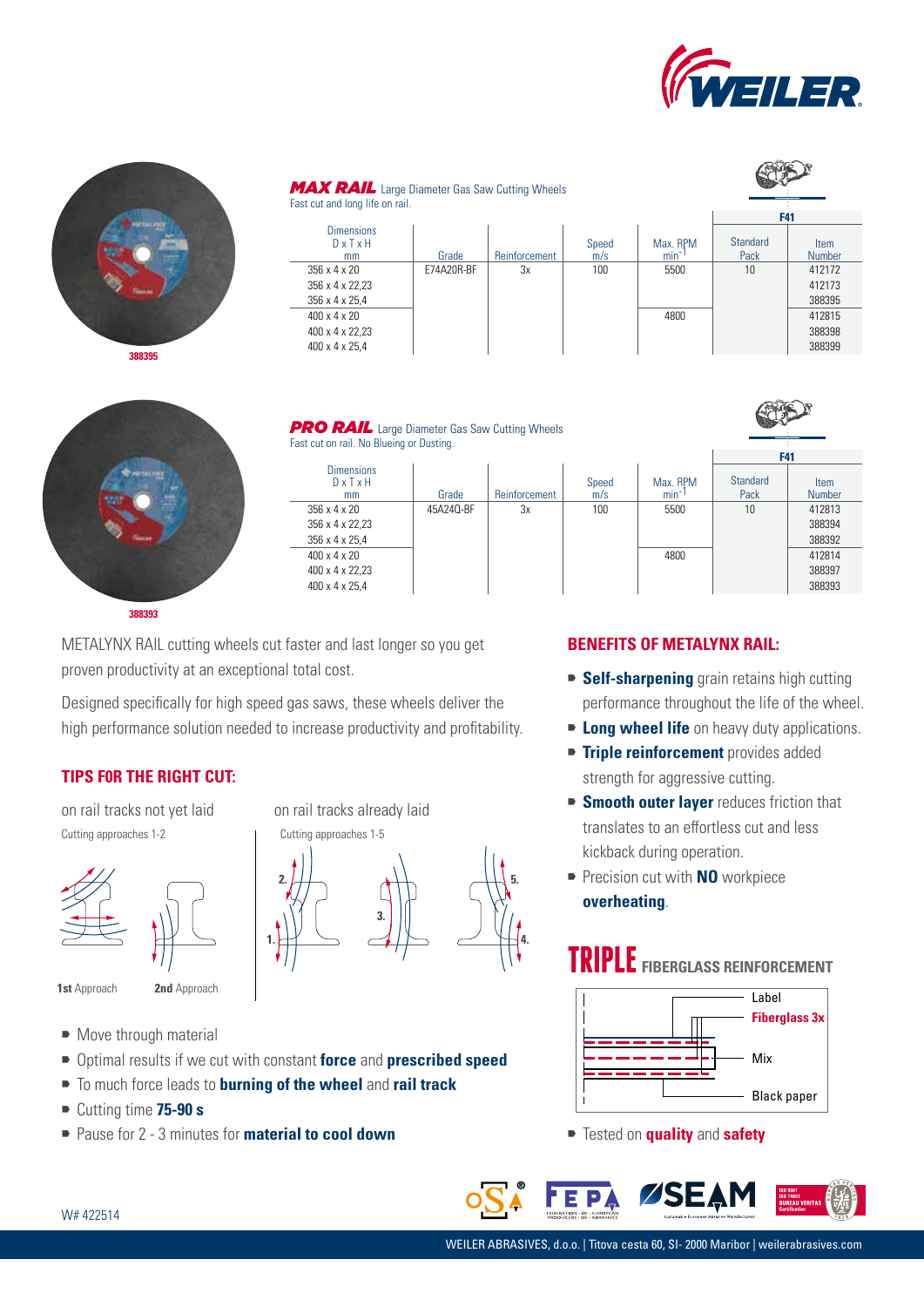**388395**

## MAX RAIL Large Diameter Gas Saw Cutting Wheels

Fast cut and long life on rail.

| Dimensions D x T x H mm | Grade | Reinforcement | Speed m/s | Max. RPM $min^{-1}$ | F41 Standard Pack | Item Number |
|---|---|---|---|---|---|---|
| 356 x 4 x 20 | E74A20R-BF | 3x | 100 | 5500 | 10 | 412172 |
| 356 x 4 x 22,23 | | | | | | 412173 |
| 356 x 4 x 25,4 | | | | | | 388395 |
| 400 x 4 x 20 | | | | 4800 | | 412815 |
| 400 x 4 x 22,23 | | | | | | 388398 |
| 400 x 4 x 25,4 | | | | | | 388399 |

**388393**

## PRO RAIL Large Diameter Gas Saw Cutting Wheels

Fast cut on rail. No Blueing or Dusting.

| Dimensions D x T x H mm | Grade | Reinforcement | Speed m/s | Max. RPM $min^{-1}$ | F41 Standard Pack | Item Number |
|---|---|---|---|---|---|---|
| 356 x 4 x 20 | 45A24Q-BF | 3x | 100 | 5500 | 10 | 412813 |
| 356 x 4 x 22,23 | | | | | | 388394 |
| 356 x 4 x 25,4 | | | | | | 388392 |
| 400 x 4 x 20 | | | | 4800 | | 412814 |
| 400 x 4 x 22,23 | | | | | | 388397 |
| 400 x 4 x 25,4 | | | | | | 388393 |

METALYNX RAIL cutting wheels cut faster and last longer so you get proven productivity at an exceptional total cost.

Designed specifically for high speed gas saws, these wheels deliver the high performance solution needed to increase productivity and profitability.

### TIPS FOR THE RIGHT CUT:

on rail tracks not yet laid

Cutting approaches 1-2

**1st** Approach

**2nd** Approach

on rail tracks already laid

Cutting approaches 1-5

1. 2. 3. 4. 5.

- Move through material
- Optimal results if we cut with constant **force** and **prescribed speed**
- To much force leads to **burning of the wheel** and **rail track**
- Cutting time **75-90 s**
- Pause for 2 - 3 minutes for **material to cool down**

### BENEFITS OF METALYNX RAIL:

- **Self-sharpening** grain retains high cutting performance throughout the life of the wheel.
- **Long wheel life** on heavy duty applications.
- **Triple reinforcement** provides added strength for aggressive cutting.
- **Smooth outer layer** reduces friction that translates to an effortless cut and less kickback during operation.
- Precision cut with **NO** workpiece **overheating**.

### TRIPLE FIBERGLASS REINFORCEMENT

Label

Fiberglass 3x

Mix

Black paper

- Tested on **quality** and **safety**

W# 422514